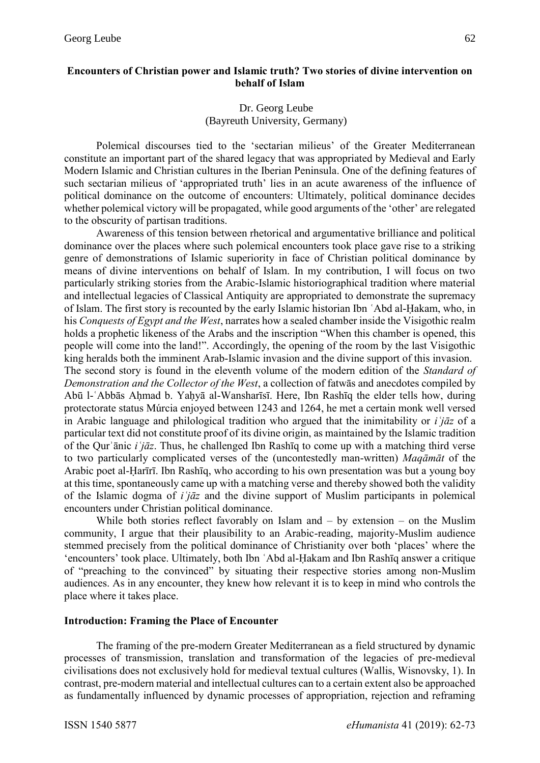**Encounters of Christian power and Islamic truth? Two stories of divine intervention on behalf of Islam**

Dr. Georg Leube
(Bayreuth University, Germany)

Polemical discourses tied to the 'sectarian milieus' of the Greater Mediterranean constitute an important part of the shared legacy that was appropriated by Medieval and Early Modern Islamic and Christian cultures in the Iberian Peninsula. One of the defining features of such sectarian milieus of 'appropriated truth' lies in an acute awareness of the influence of political dominance on the outcome of encounters: Ultimately, political dominance decides whether polemical victory will be propagated, while good arguments of the 'other' are relegated to the obscurity of partisan traditions.

Awareness of this tension between rhetorical and argumentative brilliance and political dominance over the places where such polemical encounters took place gave rise to a striking genre of demonstrations of Islamic superiority in face of Christian political dominance by means of divine interventions on behalf of Islam. In my contribution, I will focus on two particularly striking stories from the Arabic-Islamic historiographical tradition where material and intellectual legacies of Classical Antiquity are appropriated to demonstrate the supremacy of Islam. The first story is recounted by the early Islamic historian Ibn ʿAbd al-Ḥakam, who, in his *Conquests of Egypt and the West*, narrates how a sealed chamber inside the Visigothic realm holds a prophetic likeness of the Arabs and the inscription "When this chamber is opened, this people will come into the land!". Accordingly, the opening of the room by the last Visigothic king heralds both the imminent Arab-Islamic invasion and the divine support of this invasion. The second story is found in the eleventh volume of the modern edition of the *Standard of Demonstration and the Collector of the West*, a collection of fatwās and anecdotes compiled by Abū l-ʿAbbās Aḥmad b. Yaḥyā al-Wansharīsī. Here, Ibn Rashīq the elder tells how, during protectorate status Múrcia enjoyed between 1243 and 1264, he met a certain monk well versed in Arabic language and philological tradition who argued that the inimitability or *iʿjāz* of a particular text did not constitute proof of its divine origin, as maintained by the Islamic tradition of the Qurʾānic *iʿjāz*. Thus, he challenged Ibn Rashīq to come up with a matching third verse to two particularly complicated verses of the (uncontestedly man-written) *Maqāmāt* of the Arabic poet al-Ḥarīrī. Ibn Rashīq, who according to his own presentation was but a young boy at this time, spontaneously came up with a matching verse and thereby showed both the validity of the Islamic dogma of *iʿjāz* and the divine support of Muslim participants in polemical encounters under Christian political dominance.

While both stories reflect favorably on Islam and – by extension – on the Muslim community, I argue that their plausibility to an Arabic-reading, majority-Muslim audience stemmed precisely from the political dominance of Christianity over both 'places' where the 'encounters' took place. Ultimately, both Ibn ʿAbd al-Ḥakam and Ibn Rashīq answer a critique of "preaching to the convinced" by situating their respective stories among non-Muslim audiences. As in any encounter, they knew how relevant it is to keep in mind who controls the place where it takes place.

## Introduction: Framing the Place of Encounter

The framing of the pre-modern Greater Mediterranean as a field structured by dynamic processes of transmission, translation and transformation of the legacies of pre-medieval civilisations does not exclusively hold for medieval textual cultures (Wallis, Wisnovsky, 1). In contrast, pre-modern material and intellectual cultures can to a certain extent also be approached as fundamentally influenced by dynamic processes of appropriation, rejection and reframing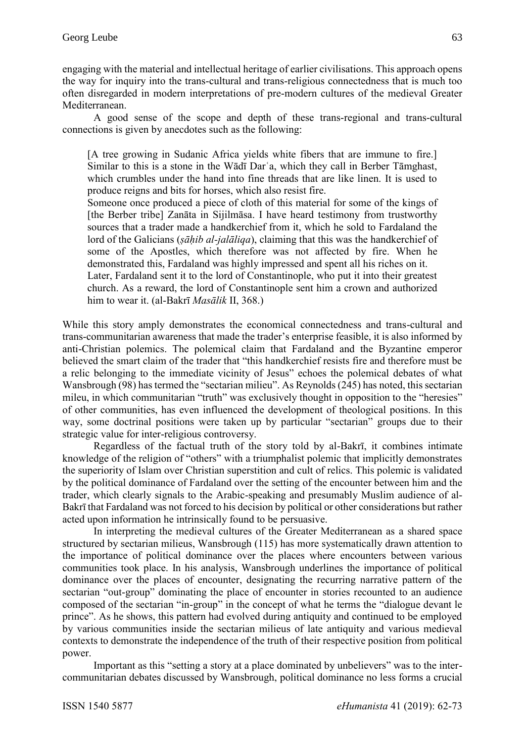engaging with the material and intellectual heritage of earlier civilisations. This approach opens the way for inquiry into the trans-cultural and trans-religious connectedness that is much too often disregarded in modern interpretations of pre-modern cultures of the medieval Greater Mediterranean.

A good sense of the scope and depth of these trans-regional and trans-cultural connections is given by anecdotes such as the following:

> [A tree growing in Sudanic Africa yields white fibers that are immune to fire.] Similar to this is a stone in the Wādī Darʿa, which they call in Berber Tāmghast, which crumbles under the hand into fine threads that are like linen. It is used to produce reigns and bits for horses, which also resist fire.
>
> Someone once produced a piece of cloth of this material for some of the kings of [the Berber tribe] Zanāta in Sijilmāsa. I have heard testimony from trustworthy sources that a trader made a handkerchief from it, which he sold to Fardaland the lord of the Galicians (*ṣāḥib al-jalāliqa*), claiming that this was the handkerchief of some of the Apostles, which therefore was not affected by fire. When he demonstrated this, Fardaland was highly impressed and spent all his riches on it.
>
> Later, Fardaland sent it to the lord of Constantinople, who put it into their greatest church. As a reward, the lord of Constantinople sent him a crown and authorized him to wear it. (al-Bakrī *Masālik* II, 368.)

While this story amply demonstrates the economical connectedness and trans-cultural and trans-communitarian awareness that made the trader's enterprise feasible, it is also informed by anti-Christian polemics. The polemical claim that Fardaland and the Byzantine emperor believed the smart claim of the trader that "this handkerchief resists fire and therefore must be a relic belonging to the immediate vicinity of Jesus" echoes the polemical debates of what Wansbrough (98) has termed the "sectarian milieu". As Reynolds (245) has noted, this sectarian mileu, in which communitarian "truth" was exclusively thought in opposition to the "heresies" of other communities, has even influenced the development of theological positions. In this way, some doctrinal positions were taken up by particular "sectarian" groups due to their strategic value for inter-religious controversy.

Regardless of the factual truth of the story told by al-Bakrī, it combines intimate knowledge of the religion of "others" with a triumphalist polemic that implicitly demonstrates the superiority of Islam over Christian superstition and cult of relics. This polemic is validated by the political dominance of Fardaland over the setting of the encounter between him and the trader, which clearly signals to the Arabic-speaking and presumably Muslim audience of al-Bakrī that Fardaland was not forced to his decision by political or other considerations but rather acted upon information he intrinsically found to be persuasive.

In interpreting the medieval cultures of the Greater Mediterranean as a shared space structured by sectarian milieus, Wansbrough (115) has more systematically drawn attention to the importance of political dominance over the places where encounters between various communities took place. In his analysis, Wansbrough underlines the importance of political dominance over the places of encounter, designating the recurring narrative pattern of the sectarian "out-group" dominating the place of encounter in stories recounted to an audience composed of the sectarian "in-group" in the concept of what he terms the "dialogue devant le prince". As he shows, this pattern had evolved during antiquity and continued to be employed by various communities inside the sectarian milieus of late antiquity and various medieval contexts to demonstrate the independence of the truth of their respective position from political power.

Important as this "setting a story at a place dominated by unbelievers" was to the inter-communitarian debates discussed by Wansbrough, political dominance no less forms a crucial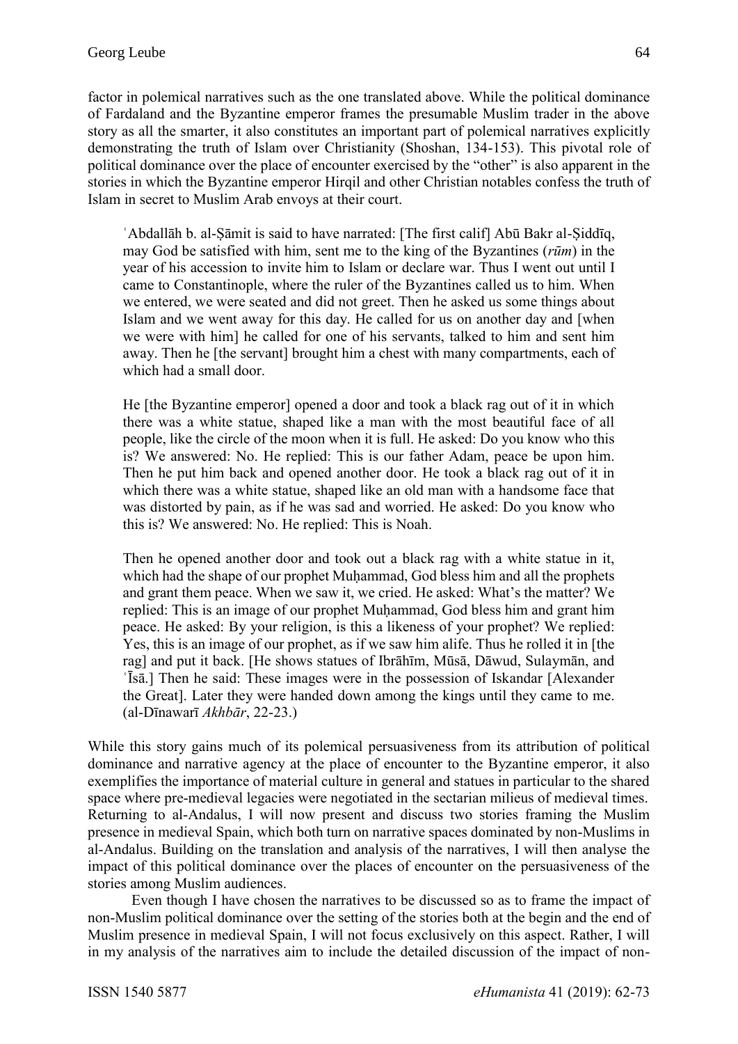factor in polemical narratives such as the one translated above. While the political dominance of Fardaland and the Byzantine emperor frames the presumable Muslim trader in the above story as all the smarter, it also constitutes an important part of polemical narratives explicitly demonstrating the truth of Islam over Christianity (Shoshan, 134-153). This pivotal role of political dominance over the place of encounter exercised by the "other" is also apparent in the stories in which the Byzantine emperor Hirqil and other Christian notables confess the truth of Islam in secret to Muslim Arab envoys at their court.

> ʿAbdallāh b. al-Ṣāmit is said to have narrated: [The first calif] Abū Bakr al-Ṣiddīq, may God be satisfied with him, sent me to the king of the Byzantines (*rūm*) in the year of his accession to invite him to Islam or declare war. Thus I went out until I came to Constantinople, where the ruler of the Byzantines called us to him. When we entered, we were seated and did not greet. Then he asked us some things about Islam and we went away for this day. He called for us on another day and [when we were with him] he called for one of his servants, talked to him and sent him away. Then he [the servant] brought him a chest with many compartments, each of which had a small door.
>
> He [the Byzantine emperor] opened a door and took a black rag out of it in which there was a white statue, shaped like a man with the most beautiful face of all people, like the circle of the moon when it is full. He asked: Do you know who this is? We answered: No. He replied: This is our father Adam, peace be upon him. Then he put him back and opened another door. He took a black rag out of it in which there was a white statue, shaped like an old man with a handsome face that was distorted by pain, as if he was sad and worried. He asked: Do you know who this is? We answered: No. He replied: This is Noah.
>
> Then he opened another door and took out a black rag with a white statue in it, which had the shape of our prophet Muḥammad, God bless him and all the prophets and grant them peace. When we saw it, we cried. He asked: What's the matter? We replied: This is an image of our prophet Muḥammad, God bless him and grant him peace. He asked: By your religion, is this a likeness of your prophet? We replied: Yes, this is an image of our prophet, as if we saw him alife. Thus he rolled it in [the rag] and put it back. [He shows statues of Ibrāhīm, Mūsā, Dāwud, Sulaymān, and ʿĪsā.] Then he said: These images were in the possession of Iskandar [Alexander the Great]. Later they were handed down among the kings until they came to me. (al-Dīnawarī *Akhbār*, 22-23.)

While this story gains much of its polemical persuasiveness from its attribution of political dominance and narrative agency at the place of encounter to the Byzantine emperor, it also exemplifies the importance of material culture in general and statues in particular to the shared space where pre-medieval legacies were negotiated in the sectarian milieus of medieval times. Returning to al-Andalus, I will now present and discuss two stories framing the Muslim presence in medieval Spain, which both turn on narrative spaces dominated by non-Muslims in al-Andalus. Building on the translation and analysis of the narratives, I will then analyse the impact of this political dominance over the places of encounter on the persuasiveness of the stories among Muslim audiences.

Even though I have chosen the narratives to be discussed so as to frame the impact of non-Muslim political dominance over the setting of the stories both at the begin and the end of Muslim presence in medieval Spain, I will not focus exclusively on this aspect. Rather, I will in my analysis of the narratives aim to include the detailed discussion of the impact of non-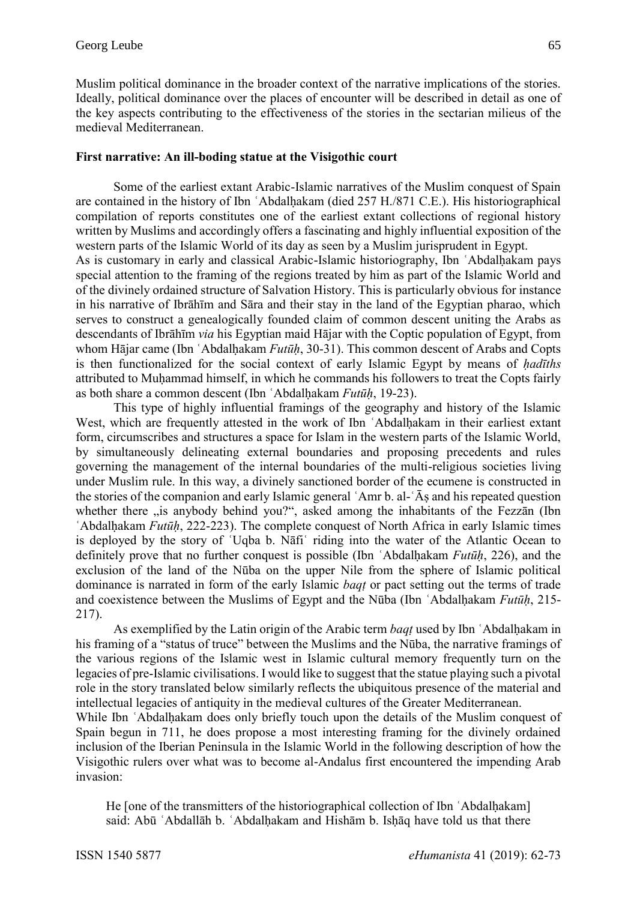Muslim political dominance in the broader context of the narrative implications of the stories. Ideally, political dominance over the places of encounter will be described in detail as one of the key aspects contributing to the effectiveness of the stories in the sectarian milieus of the medieval Mediterranean.

### First narrative: An ill-boding statue at the Visigothic court

Some of the earliest extant Arabic-Islamic narratives of the Muslim conquest of Spain are contained in the history of Ibn ʿAbdalḥakam (died 257 H./871 C.E.). His historiographical compilation of reports constitutes one of the earliest extant collections of regional history written by Muslims and accordingly offers a fascinating and highly influential exposition of the western parts of the Islamic World of its day as seen by a Muslim jurisprudent in Egypt.

As is customary in early and classical Arabic-Islamic historiography, Ibn ʿAbdalḥakam pays special attention to the framing of the regions treated by him as part of the Islamic World and of the divinely ordained structure of Salvation History. This is particularly obvious for instance in his narrative of Ibrāhīm and Sāra and their stay in the land of the Egyptian pharao, which serves to construct a genealogically founded claim of common descent uniting the Arabs as descendants of Ibrāhīm *via* his Egyptian maid Hājar with the Coptic population of Egypt, from whom Hājar came (Ibn ʿAbdalḥakam *Futūḥ*, 30-31). This common descent of Arabs and Copts is then functionalized for the social context of early Islamic Egypt by means of *ḥadīths* attributed to Muḥammad himself, in which he commands his followers to treat the Copts fairly as both share a common descent (Ibn ʿAbdalḥakam *Futūḥ*, 19-23).

This type of highly influential framings of the geography and history of the Islamic West, which are frequently attested in the work of Ibn ʿAbdalḥakam in their earliest extant form, circumscribes and structures a space for Islam in the western parts of the Islamic World, by simultaneously delineating external boundaries and proposing precedents and rules governing the management of the internal boundaries of the multi-religious societies living under Muslim rule. In this way, a divinely sanctioned border of the ecumene is constructed in the stories of the companion and early Islamic general ʿAmr b. al-ʿĀṣ and his repeated question whether there „is anybody behind you?", asked among the inhabitants of the Fezzān (Ibn ʿAbdalḥakam *Futūḥ*, 222-223). The complete conquest of North Africa in early Islamic times is deployed by the story of ʿUqba b. Nāfiʿ riding into the water of the Atlantic Ocean to definitely prove that no further conquest is possible (Ibn ʿAbdalḥakam *Futūḥ*, 226), and the exclusion of the land of the Nūba on the upper Nile from the sphere of Islamic political dominance is narrated in form of the early Islamic *baqṭ* or pact setting out the terms of trade and coexistence between the Muslims of Egypt and the Nūba (Ibn ʿAbdalḥakam *Futūḥ*, 215-217).

As exemplified by the Latin origin of the Arabic term *baqṭ* used by Ibn ʿAbdalḥakam in his framing of a "status of truce" between the Muslims and the Nūba, the narrative framings of the various regions of the Islamic west in Islamic cultural memory frequently turn on the legacies of pre-Islamic civilisations. I would like to suggest that the statue playing such a pivotal role in the story translated below similarly reflects the ubiquitous presence of the material and intellectual legacies of antiquity in the medieval cultures of the Greater Mediterranean.

While Ibn ʿAbdalḥakam does only briefly touch upon the details of the Muslim conquest of Spain begun in 711, he does propose a most interesting framing for the divinely ordained inclusion of the Iberian Peninsula in the Islamic World in the following description of how the Visigothic rulers over what was to become al-Andalus first encountered the impending Arab invasion:

> He [one of the transmitters of the historiographical collection of Ibn ʿAbdalḥakam] said: Abū ʿAbdallāh b. ʿAbdalḥakam and Hishām b. Isḥāq have told us that there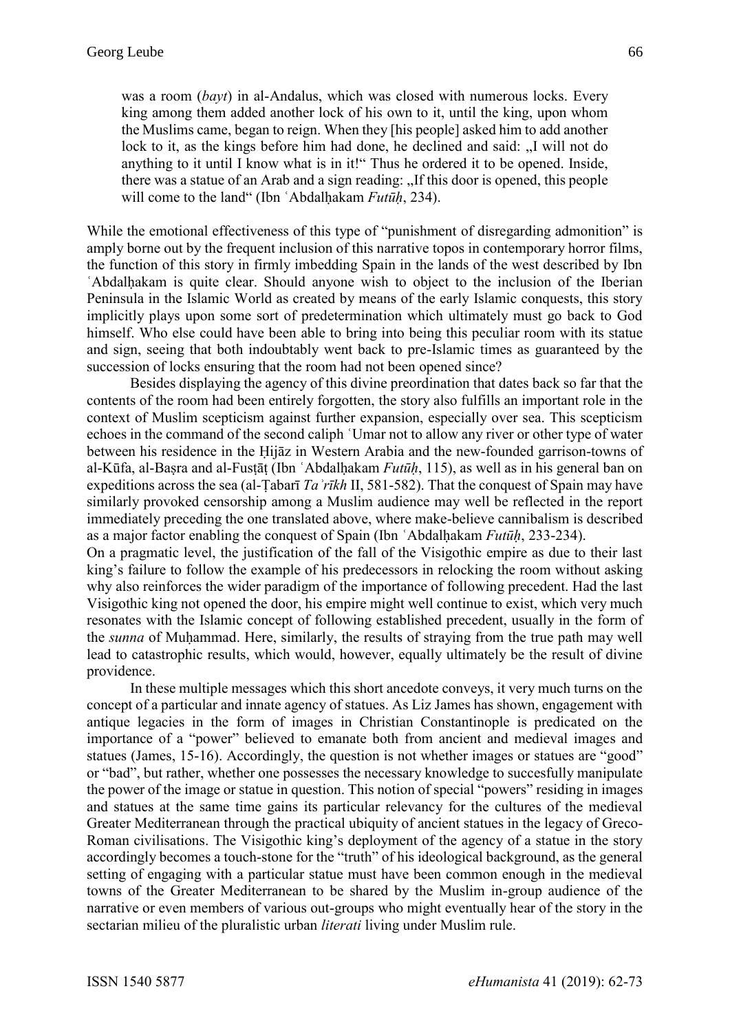> was a room (*bayt*) in al-Andalus, which was closed with numerous locks. Every king among them added another lock of his own to it, until the king, upon whom the Muslims came, began to reign. When they [his people] asked him to add another lock to it, as the kings before him had done, he declined and said: „I will not do anything to it until I know what is in it!" Thus he ordered it to be opened. Inside, there was a statue of an Arab and a sign reading: „If this door is opened, this people will come to the land" (Ibn ʿAbdalḥakam *Futūḥ*, 234).

While the emotional effectiveness of this type of "punishment of disregarding admonition" is amply borne out by the frequent inclusion of this narrative topos in contemporary horror films, the function of this story in firmly imbedding Spain in the lands of the west described by Ibn ʿAbdalḥakam is quite clear. Should anyone wish to object to the inclusion of the Iberian Peninsula in the Islamic World as created by means of the early Islamic conquests, this story implicitly plays upon some sort of predetermination which ultimately must go back to God himself. Who else could have been able to bring into being this peculiar room with its statue and sign, seeing that both indoubtably went back to pre-Islamic times as guaranteed by the succession of locks ensuring that the room had not been opened since?

Besides displaying the agency of this divine preordination that dates back so far that the contents of the room had been entirely forgotten, the story also fulfills an important role in the context of Muslim scepticism against further expansion, especially over sea. This scepticism echoes in the command of the second caliph ʿUmar not to allow any river or other type of water between his residence in the Ḥijāz in Western Arabia and the new-founded garrison-towns of al-Kūfa, al-Baṣra and al-Fusṭāṭ (Ibn ʿAbdalḥakam *Futūḥ*, 115), as well as in his general ban on expeditions across the sea (al-Ṭabarī *Taʾrīkh* II, 581-582). That the conquest of Spain may have similarly provoked censorship among a Muslim audience may well be reflected in the report immediately preceding the one translated above, where make-believe cannibalism is described as a major factor enabling the conquest of Spain (Ibn ʿAbdalḥakam *Futūḥ*, 233-234).

On a pragmatic level, the justification of the fall of the Visigothic empire as due to their last king's failure to follow the example of his predecessors in relocking the room without asking why also reinforces the wider paradigm of the importance of following precedent. Had the last Visigothic king not opened the door, his empire might well continue to exist, which very much resonates with the Islamic concept of following established precedent, usually in the form of the *sunna* of Muḥammad. Here, similarly, the results of straying from the true path may well lead to catastrophic results, which would, however, equally ultimately be the result of divine providence.

In these multiple messages which this short ancedote conveys, it very much turns on the concept of a particular and innate agency of statues. As Liz James has shown, engagement with antique legacies in the form of images in Christian Constantinople is predicated on the importance of a "power" believed to emanate both from ancient and medieval images and statues (James, 15-16). Accordingly, the question is not whether images or statues are "good" or "bad", but rather, whether one possesses the necessary knowledge to succesfully manipulate the power of the image or statue in question. This notion of special "powers" residing in images and statues at the same time gains its particular relevancy for the cultures of the medieval Greater Mediterranean through the practical ubiquity of ancient statues in the legacy of Greco-Roman civilisations. The Visigothic king's deployment of the agency of a statue in the story accordingly becomes a touch-stone for the "truth" of his ideological background, as the general setting of engaging with a particular statue must have been common enough in the medieval towns of the Greater Mediterranean to be shared by the Muslim in-group audience of the narrative or even members of various out-groups who might eventually hear of the story in the sectarian milieu of the pluralistic urban *literati* living under Muslim rule.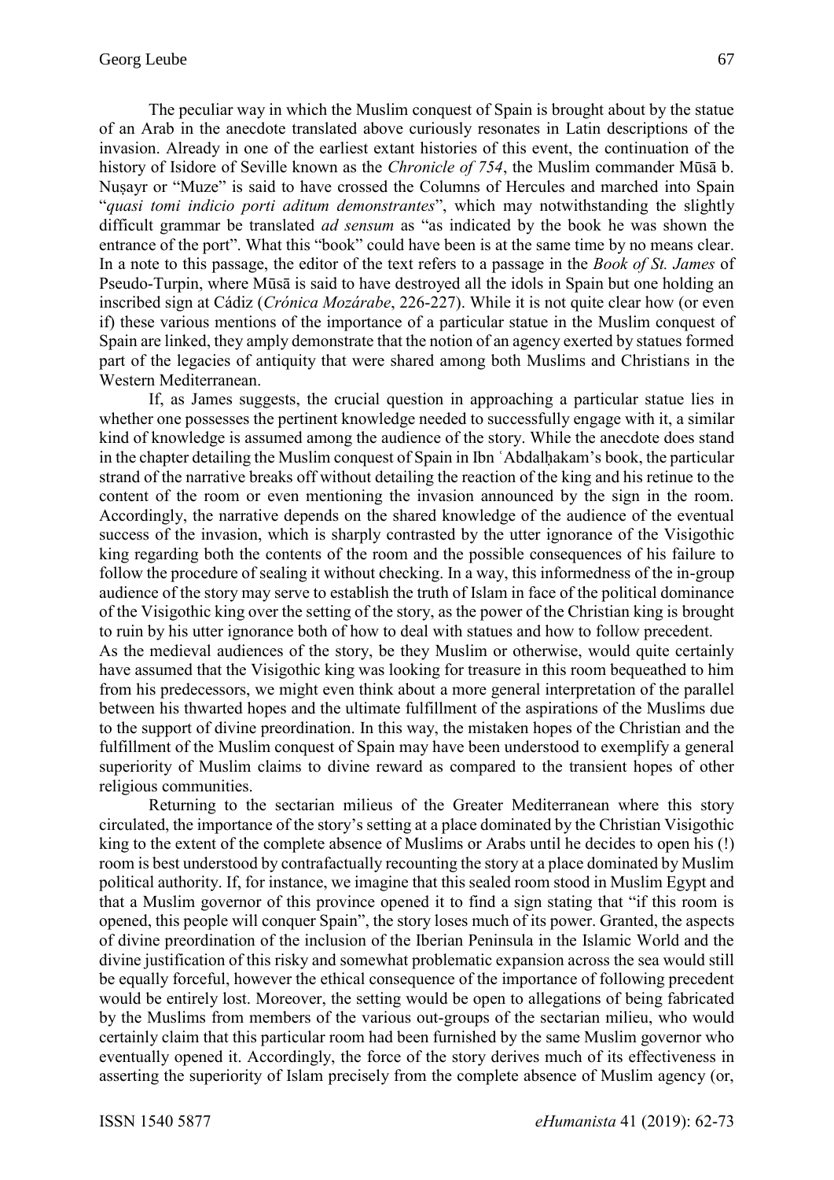The peculiar way in which the Muslim conquest of Spain is brought about by the statue of an Arab in the anecdote translated above curiously resonates in Latin descriptions of the invasion. Already in one of the earliest extant histories of this event, the continuation of the history of Isidore of Seville known as the *Chronicle of 754*, the Muslim commander Mūsā b. Nuṣayr or "Muze" is said to have crossed the Columns of Hercules and marched into Spain "*quasi tomi indicio porti aditum demonstrantes*", which may notwithstanding the slightly difficult grammar be translated *ad sensum* as "as indicated by the book he was shown the entrance of the port". What this "book" could have been is at the same time by no means clear. In a note to this passage, the editor of the text refers to a passage in the *Book of St. James* of Pseudo-Turpin, where Mūsā is said to have destroyed all the idols in Spain but one holding an inscribed sign at Cádiz (*Crónica Mozárabe*, 226-227). While it is not quite clear how (or even if) these various mentions of the importance of a particular statue in the Muslim conquest of Spain are linked, they amply demonstrate that the notion of an agency exerted by statues formed part of the legacies of antiquity that were shared among both Muslims and Christians in the Western Mediterranean.

If, as James suggests, the crucial question in approaching a particular statue lies in whether one possesses the pertinent knowledge needed to successfully engage with it, a similar kind of knowledge is assumed among the audience of the story. While the anecdote does stand in the chapter detailing the Muslim conquest of Spain in Ibn ʿAbdalḥakam's book, the particular strand of the narrative breaks off without detailing the reaction of the king and his retinue to the content of the room or even mentioning the invasion announced by the sign in the room. Accordingly, the narrative depends on the shared knowledge of the audience of the eventual success of the invasion, which is sharply contrasted by the utter ignorance of the Visigothic king regarding both the contents of the room and the possible consequences of his failure to follow the procedure of sealing it without checking. In a way, this informedness of the in-group audience of the story may serve to establish the truth of Islam in face of the political dominance of the Visigothic king over the setting of the story, as the power of the Christian king is brought to ruin by his utter ignorance both of how to deal with statues and how to follow precedent.

As the medieval audiences of the story, be they Muslim or otherwise, would quite certainly have assumed that the Visigothic king was looking for treasure in this room bequeathed to him from his predecessors, we might even think about a more general interpretation of the parallel between his thwarted hopes and the ultimate fulfillment of the aspirations of the Muslims due to the support of divine preordination. In this way, the mistaken hopes of the Christian and the fulfillment of the Muslim conquest of Spain may have been understood to exemplify a general superiority of Muslim claims to divine reward as compared to the transient hopes of other religious communities.

Returning to the sectarian milieus of the Greater Mediterranean where this story circulated, the importance of the story's setting at a place dominated by the Christian Visigothic king to the extent of the complete absence of Muslims or Arabs until he decides to open his (!) room is best understood by contrafactually recounting the story at a place dominated by Muslim political authority. If, for instance, we imagine that this sealed room stood in Muslim Egypt and that a Muslim governor of this province opened it to find a sign stating that "if this room is opened, this people will conquer Spain", the story loses much of its power. Granted, the aspects of divine preordination of the inclusion of the Iberian Peninsula in the Islamic World and the divine justification of this risky and somewhat problematic expansion across the sea would still be equally forceful, however the ethical consequence of the importance of following precedent would be entirely lost. Moreover, the setting would be open to allegations of being fabricated by the Muslims from members of the various out-groups of the sectarian milieu, who would certainly claim that this particular room had been furnished by the same Muslim governor who eventually opened it. Accordingly, the force of the story derives much of its effectiveness in asserting the superiority of Islam precisely from the complete absence of Muslim agency (or,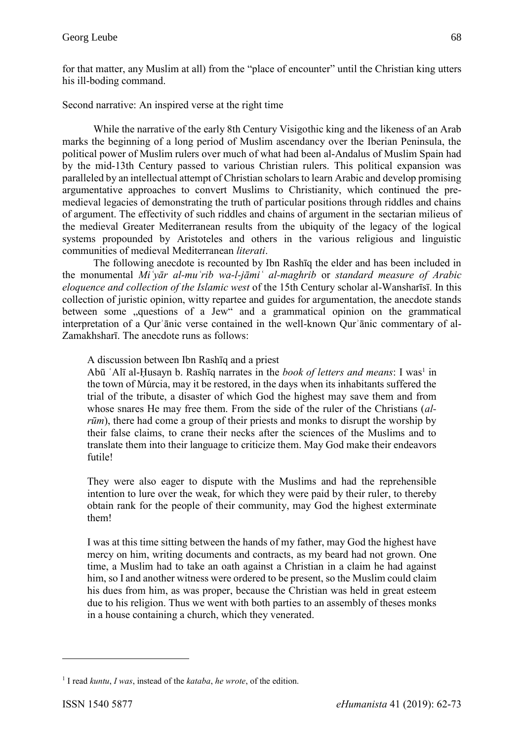for that matter, any Muslim at all) from the "place of encounter" until the Christian king utters his ill-boding command.

Second narrative: An inspired verse at the right time

While the narrative of the early 8th Century Visigothic king and the likeness of an Arab marks the beginning of a long period of Muslim ascendancy over the Iberian Peninsula, the political power of Muslim rulers over much of what had been al-Andalus of Muslim Spain had by the mid-13th Century passed to various Christian rulers. This political expansion was paralleled by an intellectual attempt of Christian scholars to learn Arabic and develop promising argumentative approaches to convert Muslims to Christianity, which continued the pre-medieval legacies of demonstrating the truth of particular positions through riddles and chains of argument. The effectivity of such riddles and chains of argument in the sectarian milieus of the medieval Greater Mediterranean results from the ubiquity of the legacy of the logical systems propounded by Aristoteles and others in the various religious and linguistic communities of medieval Mediterranean *literati*.

The following anecdote is recounted by Ibn Rashīq the elder and has been included in the monumental *Miʿyār al-muʿrib wa-l-jāmiʿ al-maghrib* or *standard measure of Arabic eloquence and collection of the Islamic west* of the 15th Century scholar al-Wansharīsī. In this collection of juristic opinion, witty repartee and guides for argumentation, the anecdote stands between some „questions of a Jew" and a grammatical opinion on the grammatical interpretation of a Qurʾānic verse contained in the well-known Qurʾānic commentary of al-Zamakhsharī. The anecdote runs as follows:

> A discussion between Ibn Rashīq and a priest
> Abū ʿAlī al-Ḥusayn b. Rashīq narrates in the *book of letters and means*: I was[1] in the town of Múrcia, may it be restored, in the days when its inhabitants suffered the trial of the tribute, a disaster of which God the highest may save them and from whose snares He may free them. From the side of the ruler of the Christians (*al-rūm*), there had come a group of their priests and monks to disrupt the worship by their false claims, to crane their necks after the sciences of the Muslims and to translate them into their language to criticize them. May God make their endeavors futile!
>
> They were also eager to dispute with the Muslims and had the reprehensible intention to lure over the weak, for which they were paid by their ruler, to thereby obtain rank for the people of their community, may God the highest exterminate them!
>
> I was at this time sitting between the hands of my father, may God the highest have mercy on him, writing documents and contracts, as my beard had not grown. One time, a Muslim had to take an oath against a Christian in a claim he had against him, so I and another witness were ordered to be present, so the Muslim could claim his dues from him, as was proper, because the Christian was held in great esteem due to his religion. Thus we went with both parties to an assembly of theses monks in a house containing a church, which they venerated.

[1] I read *kuntu*, *I was*, instead of the *kataba*, *he wrote*, of the edition.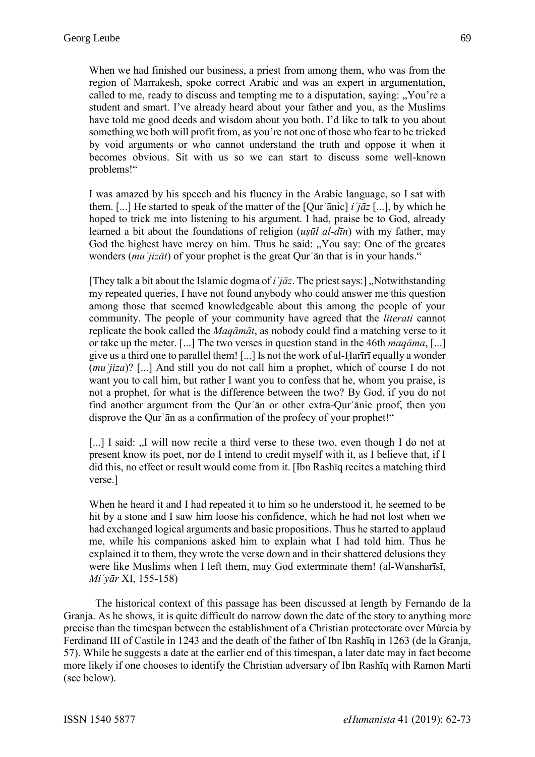> When we had finished our business, a priest from among them, who was from the region of Marrakesh, spoke correct Arabic and was an expert in argumentation, called to me, ready to discuss and tempting me to a disputation, saying: „You're a student and smart. I've already heard about your father and you, as the Muslims have told me good deeds and wisdom about you both. I'd like to talk to you about something we both will profit from, as you're not one of those who fear to be tricked by void arguments or who cannot understand the truth and oppose it when it becomes obvious. Sit with us so we can start to discuss some well-known problems!"
>
> I was amazed by his speech and his fluency in the Arabic language, so I sat with them. [...] He started to speak of the matter of the [Qurʾānic] *iʿjāz* [...], by which he hoped to trick me into listening to his argument. I had, praise be to God, already learned a bit about the foundations of religion (*uṣūl al-dīn*) with my father, may God the highest have mercy on him. Thus he said: „You say: One of the greates wonders (*muʿjizāt*) of your prophet is the great Qurʾān that is in your hands."
>
> [They talk a bit about the Islamic dogma of *iʿjāz*. The priest says:] „Notwithstanding my repeated queries, I have not found anybody who could answer me this question among those that seemed knowledgeable about this among the people of your community. The people of your community have agreed that the *literati* cannot replicate the book called the *Maqāmāt*, as nobody could find a matching verse to it or take up the meter. [...] The two verses in question stand in the 46th *maqāma*, [...] give us a third one to parallel them! [...] Is not the work of al-Ḥarīrī equally a wonder (*muʿjiza*)? [...] And still you do not call him a prophet, which of course I do not want you to call him, but rather I want you to confess that he, whom you praise, is not a prophet, for what is the difference between the two? By God, if you do not find another argument from the Qurʾān or other extra-Qurʾānic proof, then you disprove the Qurʾān as a confirmation of the profecy of your prophet!"
>
> [...] I said: „I will now recite a third verse to these two, even though I do not at present know its poet, nor do I intend to credit myself with it, as I believe that, if I did this, no effect or result would come from it. [Ibn Rashīq recites a matching third verse.]
>
> When he heard it and I had repeated it to him so he understood it, he seemed to be hit by a stone and I saw him loose his confidence, which he had not lost when we had exchanged logical arguments and basic propositions. Thus he started to applaud me, while his companions asked him to explain what I had told him. Thus he explained it to them, they wrote the verse down and in their shattered delusions they were like Muslims when I left them, may God exterminate them! (al-Wansharīsī, *Miʿyār* XI, 155-158)

The historical context of this passage has been discussed at length by Fernando de la Granja. As he shows, it is quite difficult do narrow down the date of the story to anything more precise than the timespan between the establishment of a Christian protectorate over Múrcia by Ferdinand III of Castile in 1243 and the death of the father of Ibn Rashīq in 1263 (de la Granja, 57). While he suggests a date at the earlier end of this timespan, a later date may in fact become more likely if one chooses to identify the Christian adversary of Ibn Rashīq with Ramon Martí (see below).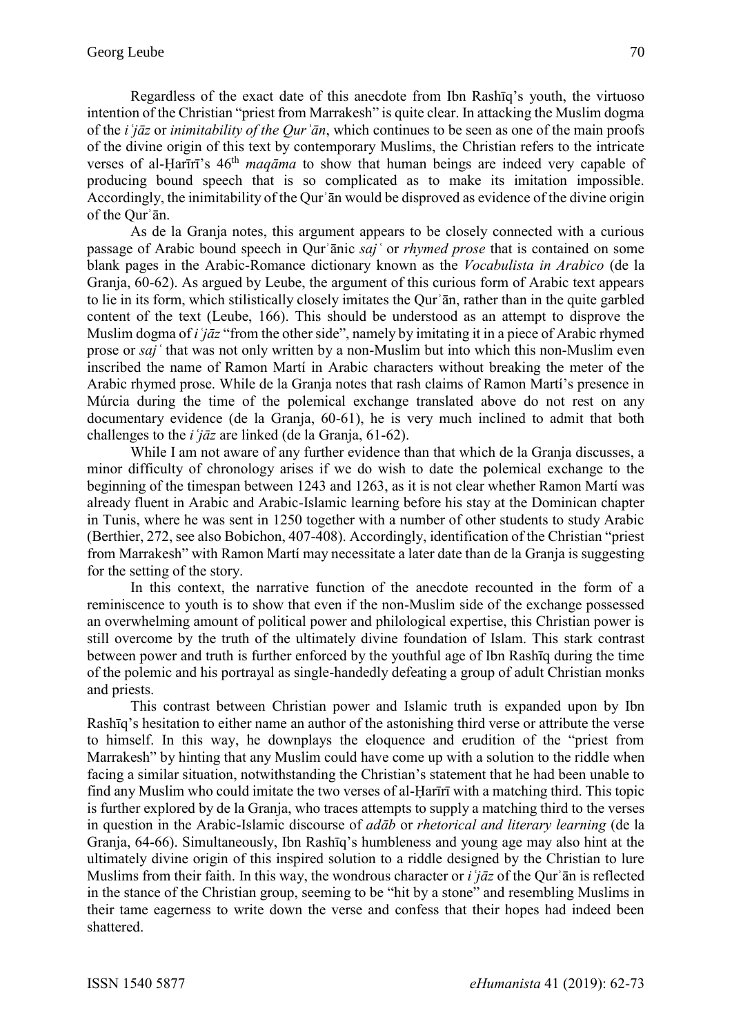Regardless of the exact date of this anecdote from Ibn Rashīq's youth, the virtuoso intention of the Christian "priest from Marrakesh" is quite clear. In attacking the Muslim dogma of the *iʿjāz* or *inimitability of the Qurʾān*, which continues to be seen as one of the main proofs of the divine origin of this text by contemporary Muslims, the Christian refers to the intricate verses of al-Ḥarīrī's 46[th] *maqāma* to show that human beings are indeed very capable of producing bound speech that is so complicated as to make its imitation impossible. Accordingly, the inimitability of the Qurʾān would be disproved as evidence of the divine origin of the Qurʾān.

As de la Granja notes, this argument appears to be closely connected with a curious passage of Arabic bound speech in Qurʾānic *sajʿ* or *rhymed prose* that is contained on some blank pages in the Arabic-Romance dictionary known as the *Vocabulista in Arabico* (de la Granja, 60-62). As argued by Leube, the argument of this curious form of Arabic text appears to lie in its form, which stilistically closely imitates the Qurʾān, rather than in the quite garbled content of the text (Leube, 166). This should be understood as an attempt to disprove the Muslim dogma of *iʿjāz* "from the other side", namely by imitating it in a piece of Arabic rhymed prose or *sajʿ* that was not only written by a non-Muslim but into which this non-Muslim even inscribed the name of Ramon Martí in Arabic characters without breaking the meter of the Arabic rhymed prose. While de la Granja notes that rash claims of Ramon Martí's presence in Múrcia during the time of the polemical exchange translated above do not rest on any documentary evidence (de la Granja, 60-61), he is very much inclined to admit that both challenges to the *iʿjāz* are linked (de la Granja, 61-62).

While I am not aware of any further evidence than that which de la Granja discusses, a minor difficulty of chronology arises if we do wish to date the polemical exchange to the beginning of the timespan between 1243 and 1263, as it is not clear whether Ramon Martí was already fluent in Arabic and Arabic-Islamic learning before his stay at the Dominican chapter in Tunis, where he was sent in 1250 together with a number of other students to study Arabic (Berthier, 272, see also Bobichon, 407-408). Accordingly, identification of the Christian "priest from Marrakesh" with Ramon Martí may necessitate a later date than de la Granja is suggesting for the setting of the story.

In this context, the narrative function of the anecdote recounted in the form of a reminiscence to youth is to show that even if the non-Muslim side of the exchange possessed an overwhelming amount of political power and philological expertise, this Christian power is still overcome by the truth of the ultimately divine foundation of Islam. This stark contrast between power and truth is further enforced by the youthful age of Ibn Rashīq during the time of the polemic and his portrayal as single-handedly defeating a group of adult Christian monks and priests.

This contrast between Christian power and Islamic truth is expanded upon by Ibn Rashīq's hesitation to either name an author of the astonishing third verse or attribute the verse to himself. In this way, he downplays the eloquence and erudition of the "priest from Marrakesh" by hinting that any Muslim could have come up with a solution to the riddle when facing a similar situation, notwithstanding the Christian's statement that he had been unable to find any Muslim who could imitate the two verses of al-Ḥarīrī with a matching third. This topic is further explored by de la Granja, who traces attempts to supply a matching third to the verses in question in the Arabic-Islamic discourse of *adāb* or *rhetorical and literary learning* (de la Granja, 64-66). Simultaneously, Ibn Rashīq's humbleness and young age may also hint at the ultimately divine origin of this inspired solution to a riddle designed by the Christian to lure Muslims from their faith. In this way, the wondrous character or *iʿjāz* of the Qurʾān is reflected in the stance of the Christian group, seeming to be "hit by a stone" and resembling Muslims in their tame eagerness to write down the verse and confess that their hopes had indeed been shattered.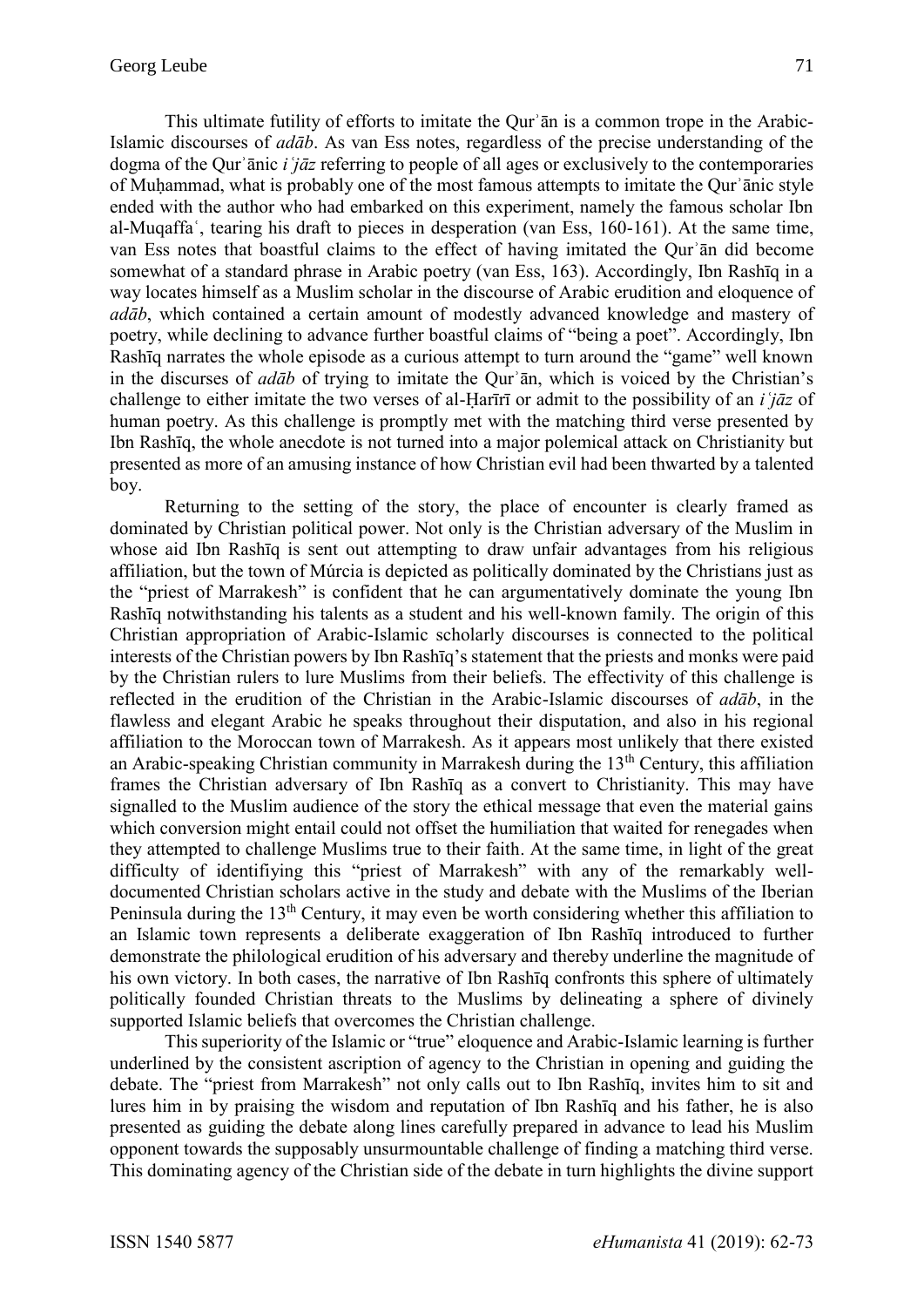This ultimate futility of efforts to imitate the Qurʾān is a common trope in the Arabic-Islamic discourses of *adāb*. As van Ess notes, regardless of the precise understanding of the dogma of the Qurʾānic *iʿjāz* referring to people of all ages or exclusively to the contemporaries of Muḥammad, what is probably one of the most famous attempts to imitate the Qurʾānic style ended with the author who had embarked on this experiment, namely the famous scholar Ibn al-Muqaffaʿ, tearing his draft to pieces in desperation (van Ess, 160-161). At the same time, van Ess notes that boastful claims to the effect of having imitated the Qurʾān did become somewhat of a standard phrase in Arabic poetry (van Ess, 163). Accordingly, Ibn Rashīq in a way locates himself as a Muslim scholar in the discourse of Arabic erudition and eloquence of *adāb*, which contained a certain amount of modestly advanced knowledge and mastery of poetry, while declining to advance further boastful claims of "being a poet". Accordingly, Ibn Rashīq narrates the whole episode as a curious attempt to turn around the "game" well known in the discurses of *adāb* of trying to imitate the Qurʾān, which is voiced by the Christian's challenge to either imitate the two verses of al-Ḥarīrī or admit to the possibility of an *iʿjāz* of human poetry. As this challenge is promptly met with the matching third verse presented by Ibn Rashīq, the whole anecdote is not turned into a major polemical attack on Christianity but presented as more of an amusing instance of how Christian evil had been thwarted by a talented boy.

Returning to the setting of the story, the place of encounter is clearly framed as dominated by Christian political power. Not only is the Christian adversary of the Muslim in whose aid Ibn Rashīq is sent out attempting to draw unfair advantages from his religious affiliation, but the town of Múrcia is depicted as politically dominated by the Christians just as the "priest of Marrakesh" is confident that he can argumentatively dominate the young Ibn Rashīq notwithstanding his talents as a student and his well-known family. The origin of this Christian appropriation of Arabic-Islamic scholarly discourses is connected to the political interests of the Christian powers by Ibn Rashīq's statement that the priests and monks were paid by the Christian rulers to lure Muslims from their beliefs. The effectivity of this challenge is reflected in the erudition of the Christian in the Arabic-Islamic discourses of *adāb*, in the flawless and elegant Arabic he speaks throughout their disputation, and also in his regional affiliation to the Moroccan town of Marrakesh. As it appears most unlikely that there existed an Arabic-speaking Christian community in Marrakesh during the 13th Century, this affiliation frames the Christian adversary of Ibn Rashīq as a convert to Christianity. This may have signalled to the Muslim audience of the story the ethical message that even the material gains which conversion might entail could not offset the humiliation that waited for renegades when they attempted to challenge Muslims true to their faith. At the same time, in light of the great difficulty of identifiying this "priest of Marrakesh" with any of the remarkably well-documented Christian scholars active in the study and debate with the Muslims of the Iberian Peninsula during the 13th Century, it may even be worth considering whether this affiliation to an Islamic town represents a deliberate exaggeration of Ibn Rashīq introduced to further demonstrate the philological erudition of his adversary and thereby underline the magnitude of his own victory. In both cases, the narrative of Ibn Rashīq confronts this sphere of ultimately politically founded Christian threats to the Muslims by delineating a sphere of divinely supported Islamic beliefs that overcomes the Christian challenge.

This superiority of the Islamic or "true" eloquence and Arabic-Islamic learning is further underlined by the consistent ascription of agency to the Christian in opening and guiding the debate. The "priest from Marrakesh" not only calls out to Ibn Rashīq, invites him to sit and lures him in by praising the wisdom and reputation of Ibn Rashīq and his father, he is also presented as guiding the debate along lines carefully prepared in advance to lead his Muslim opponent towards the supposably unsurmountable challenge of finding a matching third verse. This dominating agency of the Christian side of the debate in turn highlights the divine support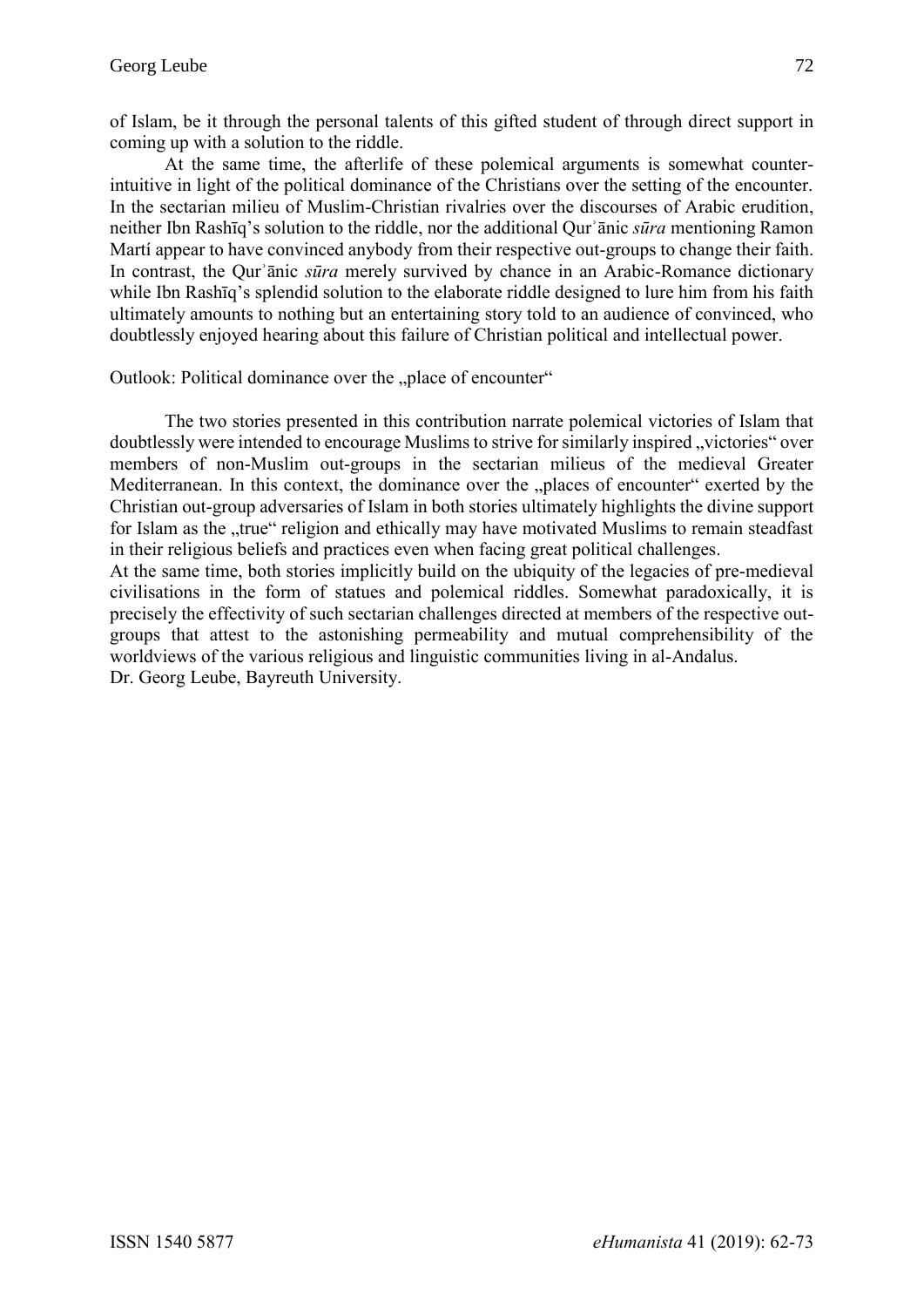of Islam, be it through the personal talents of this gifted student of through direct support in coming up with a solution to the riddle.

At the same time, the afterlife of these polemical arguments is somewhat counter-intuitive in light of the political dominance of the Christians over the setting of the encounter. In the sectarian milieu of Muslim-Christian rivalries over the discourses of Arabic erudition, neither Ibn Rashīq's solution to the riddle, nor the additional Qurʾānic *sūra* mentioning Ramon Martí appear to have convinced anybody from their respective out-groups to change their faith. In contrast, the Qurʾānic *sūra* merely survived by chance in an Arabic-Romance dictionary while Ibn Rashīq's splendid solution to the elaborate riddle designed to lure him from his faith ultimately amounts to nothing but an entertaining story told to an audience of convinced, who doubtlessly enjoyed hearing about this failure of Christian political and intellectual power.

## Outlook: Political dominance over the „place of encounter"

The two stories presented in this contribution narrate polemical victories of Islam that doubtlessly were intended to encourage Muslims to strive for similarly inspired „victories" over members of non-Muslim out-groups in the sectarian milieus of the medieval Greater Mediterranean. In this context, the dominance over the „places of encounter" exerted by the Christian out-group adversaries of Islam in both stories ultimately highlights the divine support for Islam as the „true" religion and ethically may have motivated Muslims to remain steadfast in their religious beliefs and practices even when facing great political challenges.

At the same time, both stories implicitly build on the ubiquity of the legacies of pre-medieval civilisations in the form of statues and polemical riddles. Somewhat paradoxically, it is precisely the effectivity of such sectarian challenges directed at members of the respective out-groups that attest to the astonishing permeability and mutual comprehensibility of the worldviews of the various religious and linguistic communities living in al-Andalus.

Dr. Georg Leube, Bayreuth University.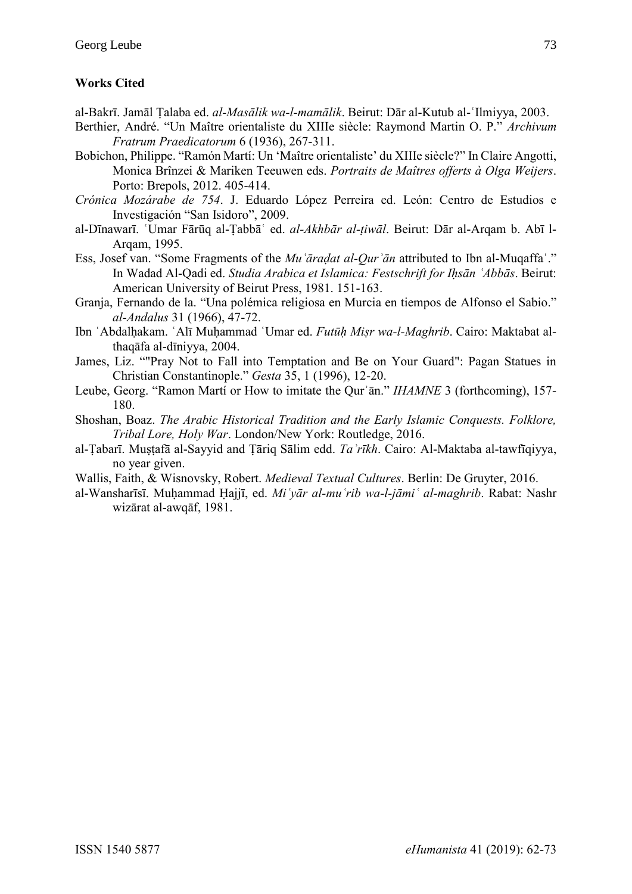**Works Cited**

al-Bakrī. Jamāl Ṭalaba ed. *al-Masālik wa-l-mamālik*. Beirut: Dār al-Kutub al-ʿIlmiyya, 2003.

Berthier, André. "Un Maître orientaliste du XIIIe siècle: Raymond Martin O. P." *Archivum Fratrum Praedicatorum* 6 (1936), 267-311.

Bobichon, Philippe. "Ramón Martí: Un 'Maître orientaliste' du XIIIe siècle?" In Claire Angotti, Monica Brînzei & Mariken Teeuwen eds. *Portraits de Maîtres offerts à Olga Weijers*. Porto: Brepols, 2012. 405-414.

*Crónica Mozárabe de 754*. J. Eduardo López Perreira ed. León: Centro de Estudios e Investigación "San Isidoro", 2009.

al-Dīnawarī. ʿUmar Fārūq al-Ṭabbāʿ ed. *al-Akhbār al-ṭiwāl*. Beirut: Dār al-Arqam b. Abī l-Arqam, 1995.

Ess, Josef van. "Some Fragments of the *Muʿāraḍat al-Qurʾān* attributed to Ibn al-Muqaffaʿ." In Wadad Al-Qadi ed. *Studia Arabica et Islamica: Festschrift for Iḥsān ʿAbbās*. Beirut: American University of Beirut Press, 1981. 151-163.

Granja, Fernando de la. "Una polémica religiosa en Murcia en tiempos de Alfonso el Sabio." *al-Andalus* 31 (1966), 47-72.

Ibn ʿAbdalḥakam. ʿAlī Muḥammad ʿUmar ed. *Futūḥ Miṣr wa-l-Maghrib*. Cairo: Maktabat al-thaqāfa al-dīniyya, 2004.

James, Liz. ""Pray Not to Fall into Temptation and Be on Your Guard": Pagan Statues in Christian Constantinople." *Gesta* 35, 1 (1996), 12-20.

Leube, Georg. "Ramon Martí or How to imitate the Qurʾān." *IHAMNE* 3 (forthcoming), 157-180.

Shoshan, Boaz. *The Arabic Historical Tradition and the Early Islamic Conquests. Folklore, Tribal Lore, Holy War*. London/New York: Routledge, 2016.

al-Ṭabarī. Muṣṭafā al-Sayyid and Ṭāriq Sālim edd. *Taʾrīkh*. Cairo: Al-Maktaba al-tawfīqiyya, no year given.

Wallis, Faith, & Wisnovsky, Robert. *Medieval Textual Cultures*. Berlin: De Gruyter, 2016.

al-Wansharīsī. Muḥammad Ḥajjī, ed. *Miʿyār al-muʿrib wa-l-jāmiʿ al-maghrib*. Rabat: Nashr wizārat al-awqāf, 1981.